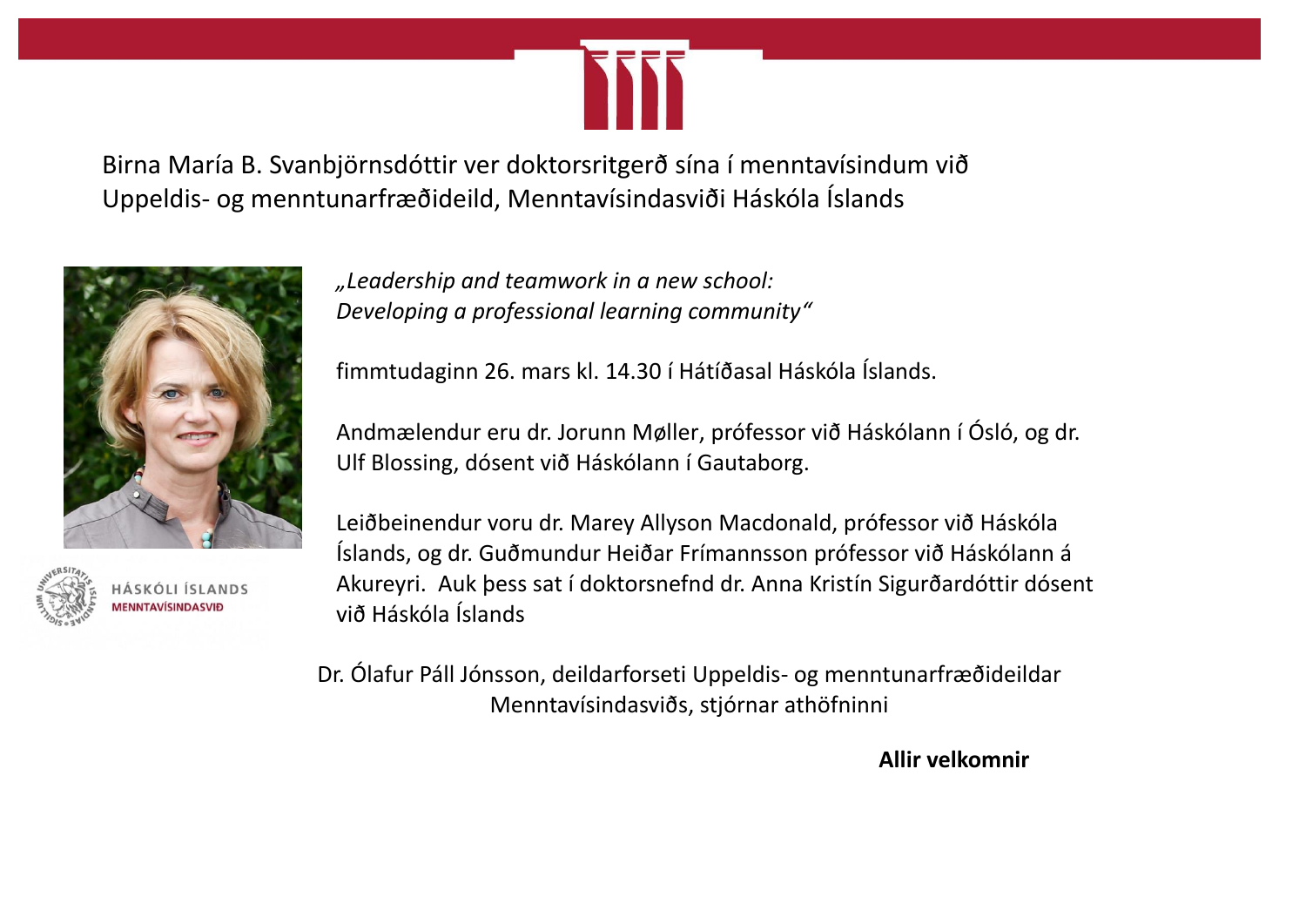Birna María B. Svanbjörnsdóttir ver doktorsritgerð sína í menntavísindum við Uppeldis- og menntunarfræðideild, Menntavísindasviði Háskóla Íslands

HÁSKÓLI ÍSLANDS
MENNTAVÍSINDASVIÐ

*„Leadership and teamwork in a new school: Developing a professional learning community"*

fimmtudaginn 26. mars kl. 14.30 í Hátíðasal Háskóla Íslands.

Andmælendur eru dr. Jorunn Møller, prófessor við Háskólann í Ósló, og dr. Ulf Blossing, dósent við Háskólann í Gautaborg.

Leiðbeinendur voru dr. Marey Allyson Macdonald, prófessor við Háskóla Íslands, og dr. Guðmundur Heiðar Frímannsson prófessor við Háskólann á Akureyri. Auk þess sat í doktorsnefnd dr. Anna Kristín Sigurðardóttir dósent við Háskóla Íslands

Dr. Ólafur Páll Jónsson, deildarforseti Uppeldis- og menntunarfræðideildar Menntavísindasviðs, stjórnar athöfninni

**Allir velkomnir**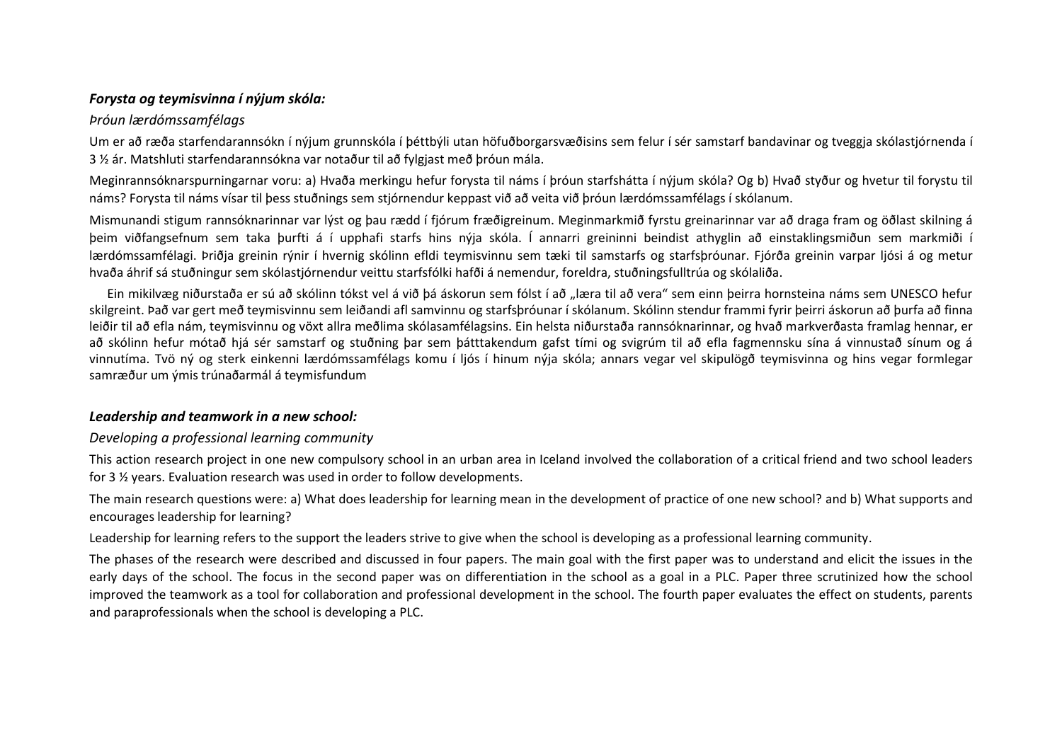***Forysta og teymisvinna í nýjum skóla:***

*Þróun lærdómssamfélags*

Um er að ræða starfendarannsókn í nýjum grunnskóla í þéttbýli utan höfuðborgarsvæðisins sem felur í sér samstarf bandavinar og tveggja skólastjórnenda í 3 ½ ár. Matshluti starfendarannsókna var notaður til að fylgjast með þróun mála.

Meginrannsóknarspurningarnar voru: a) Hvaða merkingu hefur forysta til náms í þróun starfshátta í nýjum skóla? Og b) Hvað styður og hvetur til forystu til náms? Forysta til náms vísar til þess stuðnings sem stjórnendur keppast við að veita við þróun lærdómssamfélags í skólanum.

Mismunandi stigum rannsóknarinnar var lýst og þau rædd í fjórum fræðigreinum. Meginmarkmið fyrstu greinarinnar var að draga fram og öðlast skilning á þeim viðfangsefnum sem taka þurfti á í upphafi starfs hins nýja skóla. Í annarri greininni beindist athyglin að einstaklingsmiðun sem markmiði í lærdómssamfélagi. Þriðja greinin rýnir í hvernig skólinn efldi teymisvinnu sem tæki til samstarfs og starfsþróunar. Fjórða greinin varpar ljósi á og metur hvaða áhrif sá stuðningur sem skólastjórnendur veittu starfsfólki hafði á nemendur, foreldra, stuðningsfulltrúa og skólaliða.

Ein mikilvæg niðurstaða er sú að skólinn tókst vel á við þá áskorun sem fólst í að „læra til að vera" sem einn þeirra hornsteina náms sem UNESCO hefur skilgreint. Það var gert með teymisvinnu sem leiðandi afl samvinnu og starfsþróunar í skólanum. Skólinn stendur frammi fyrir þeirri áskorun að þurfa að finna leiðir til að efla nám, teymisvinnu og vöxt allra meðlima skólasamfélagsins. Ein helsta niðurstaða rannsóknarinnar, og hvað markverðasta framlag hennar, er að skólinn hefur mótað hjá sér samstarf og stuðning þar sem þátttakendum gafst tími og svigrúm til að efla fagmennsku sína á vinnustað sínum og á vinnutíma. Tvö ný og sterk einkenni lærdómssamfélags komu í ljós í hinum nýja skóla; annars vegar vel skipulögð teymisvinna og hins vegar formlegar samræður um ýmis trúnaðarmál á teymisfundum

***Leadership and teamwork in a new school:***

*Developing a professional learning community*

This action research project in one new compulsory school in an urban area in Iceland involved the collaboration of a critical friend and two school leaders for 3 ½ years. Evaluation research was used in order to follow developments.

The main research questions were: a) What does leadership for learning mean in the development of practice of one new school? and b) What supports and encourages leadership for learning?

Leadership for learning refers to the support the leaders strive to give when the school is developing as a professional learning community.

The phases of the research were described and discussed in four papers. The main goal with the first paper was to understand and elicit the issues in the early days of the school. The focus in the second paper was on differentiation in the school as a goal in a PLC. Paper three scrutinized how the school improved the teamwork as a tool for collaboration and professional development in the school. The fourth paper evaluates the effect on students, parents and paraprofessionals when the school is developing a PLC.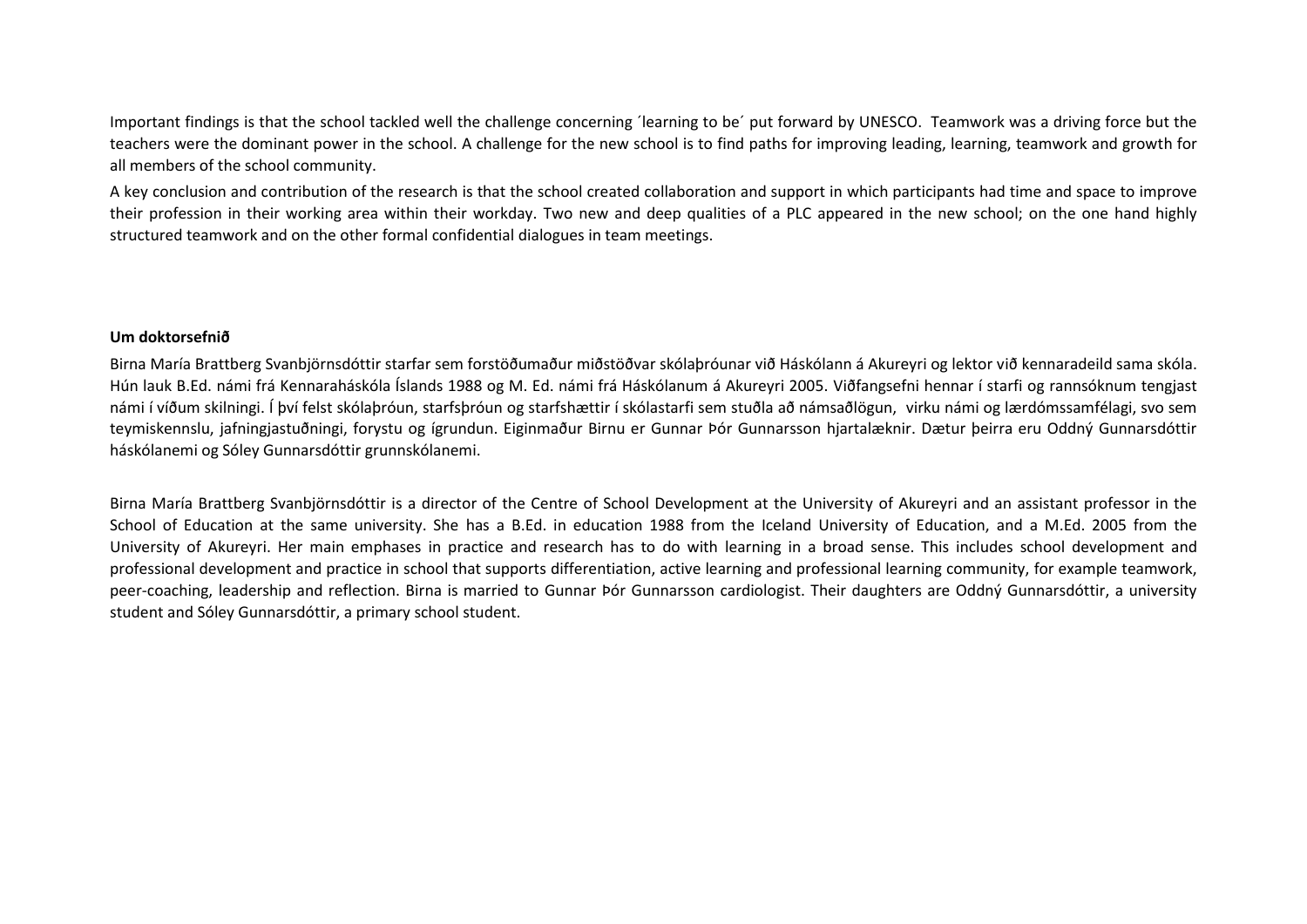Important findings is that the school tackled well the challenge concerning ´learning to be´ put forward by UNESCO. Teamwork was a driving force but the teachers were the dominant power in the school. A challenge for the new school is to find paths for improving leading, learning, teamwork and growth for all members of the school community.

A key conclusion and contribution of the research is that the school created collaboration and support in which participants had time and space to improve their profession in their working area within their workday. Two new and deep qualities of a PLC appeared in the new school; on the one hand highly structured teamwork and on the other formal confidential dialogues in team meetings.

**Um doktorsefnið**

Birna María Brattberg Svanbjörnsdóttir starfar sem forstöðumaður miðstöðvar skólaþróunar við Háskólann á Akureyri og lektor við kennaradeild sama skóla. Hún lauk B.Ed. námi frá Kennaraháskóla Íslands 1988 og M. Ed. námi frá Háskólanum á Akureyri 2005. Viðfangsefni hennar í starfi og rannsóknum tengjast námi í víðum skilningi. Í því felst skólaþróun, starfsþróun og starfshættir í skólastarfi sem stuðla að námsaðlögun, virku námi og lærdómssamfélagi, svo sem teymiskennslu, jafningjastuðningi, forystu og ígrundun. Eiginmaður Birnu er Gunnar Þór Gunnarsson hjartalæknir. Dætur þeirra eru Oddný Gunnarsdóttir háskólanemi og Sóley Gunnarsdóttir grunnskólanemi.

Birna María Brattberg Svanbjörnsdóttir is a director of the Centre of School Development at the University of Akureyri and an assistant professor in the School of Education at the same university. She has a B.Ed. in education 1988 from the Iceland University of Education, and a M.Ed. 2005 from the University of Akureyri. Her main emphases in practice and research has to do with learning in a broad sense. This includes school development and professional development and practice in school that supports differentiation, active learning and professional learning community, for example teamwork, peer-coaching, leadership and reflection. Birna is married to Gunnar Þór Gunnarsson cardiologist. Their daughters are Oddný Gunnarsdóttir, a university student and Sóley Gunnarsdóttir, a primary school student.